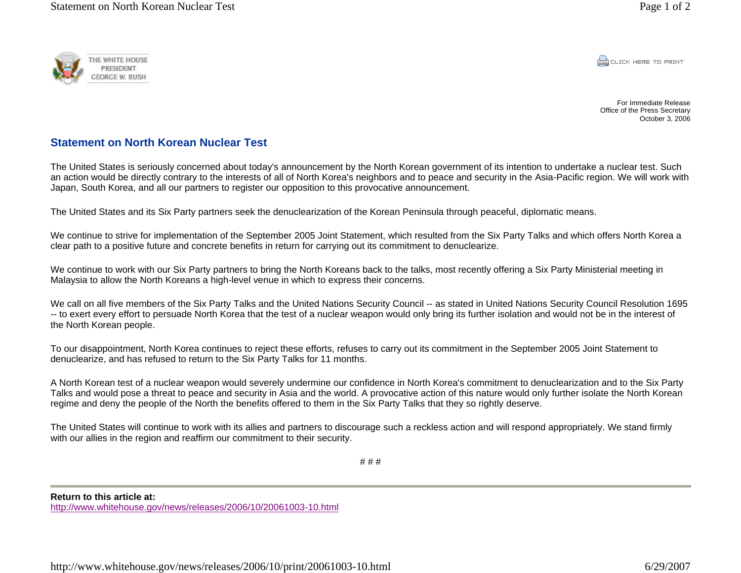THE WHITE HOUSE
PRESIDENT
GEORGE W. BUSH

CLICK HERE TO PRINT

For Immediate Release
Office of the Press Secretary
October 3, 2006

## Statement on North Korean Nuclear Test

The United States is seriously concerned about today's announcement by the North Korean government of its intention to undertake a nuclear test. Such an action would be directly contrary to the interests of all of North Korea's neighbors and to peace and security in the Asia-Pacific region. We will work with Japan, South Korea, and all our partners to register our opposition to this provocative announcement.

The United States and its Six Party partners seek the denuclearization of the Korean Peninsula through peaceful, diplomatic means.

We continue to strive for implementation of the September 2005 Joint Statement, which resulted from the Six Party Talks and which offers North Korea a clear path to a positive future and concrete benefits in return for carrying out its commitment to denuclearize.

We continue to work with our Six Party partners to bring the North Koreans back to the talks, most recently offering a Six Party Ministerial meeting in Malaysia to allow the North Koreans a high-level venue in which to express their concerns.

We call on all five members of the Six Party Talks and the United Nations Security Council -- as stated in United Nations Security Council Resolution 1695 -- to exert every effort to persuade North Korea that the test of a nuclear weapon would only bring its further isolation and would not be in the interest of the North Korean people.

To our disappointment, North Korea continues to reject these efforts, refuses to carry out its commitment in the September 2005 Joint Statement to denuclearize, and has refused to return to the Six Party Talks for 11 months.

A North Korean test of a nuclear weapon would severely undermine our confidence in North Korea's commitment to denuclearization and to the Six Party Talks and would pose a threat to peace and security in Asia and the world. A provocative action of this nature would only further isolate the North Korean regime and deny the people of the North the benefits offered to them in the Six Party Talks that they so rightly deserve.

The United States will continue to work with its allies and partners to discourage such a reckless action and will respond appropriately. We stand firmly with our allies in the region and reaffirm our commitment to their security.

# # #

---

**Return to this article at:**
http://www.whitehouse.gov/news/releases/2006/10/20061003-10.html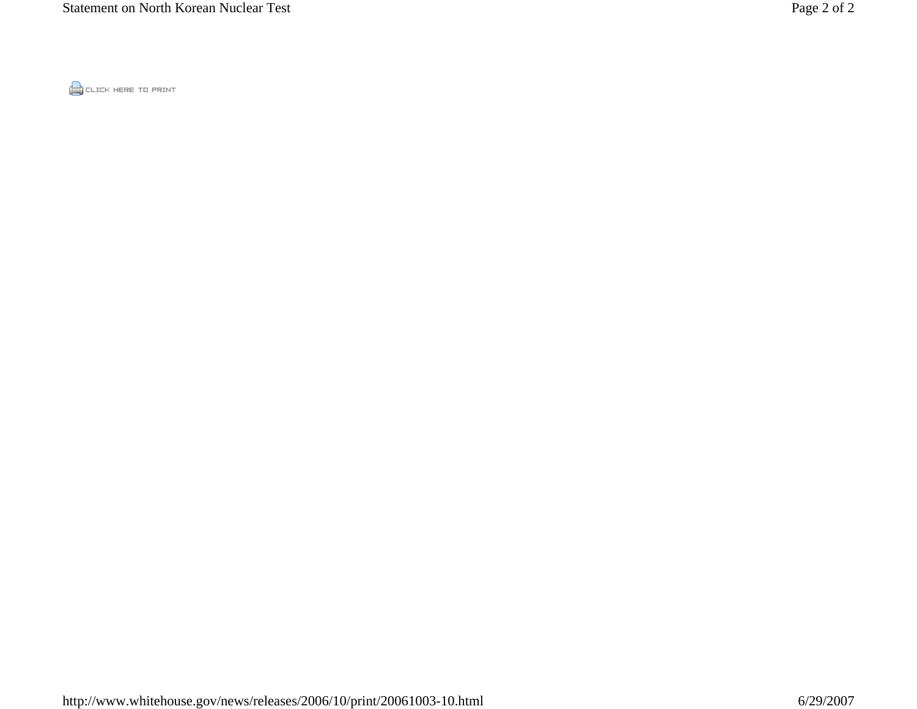CLICK HERE TO PRINT